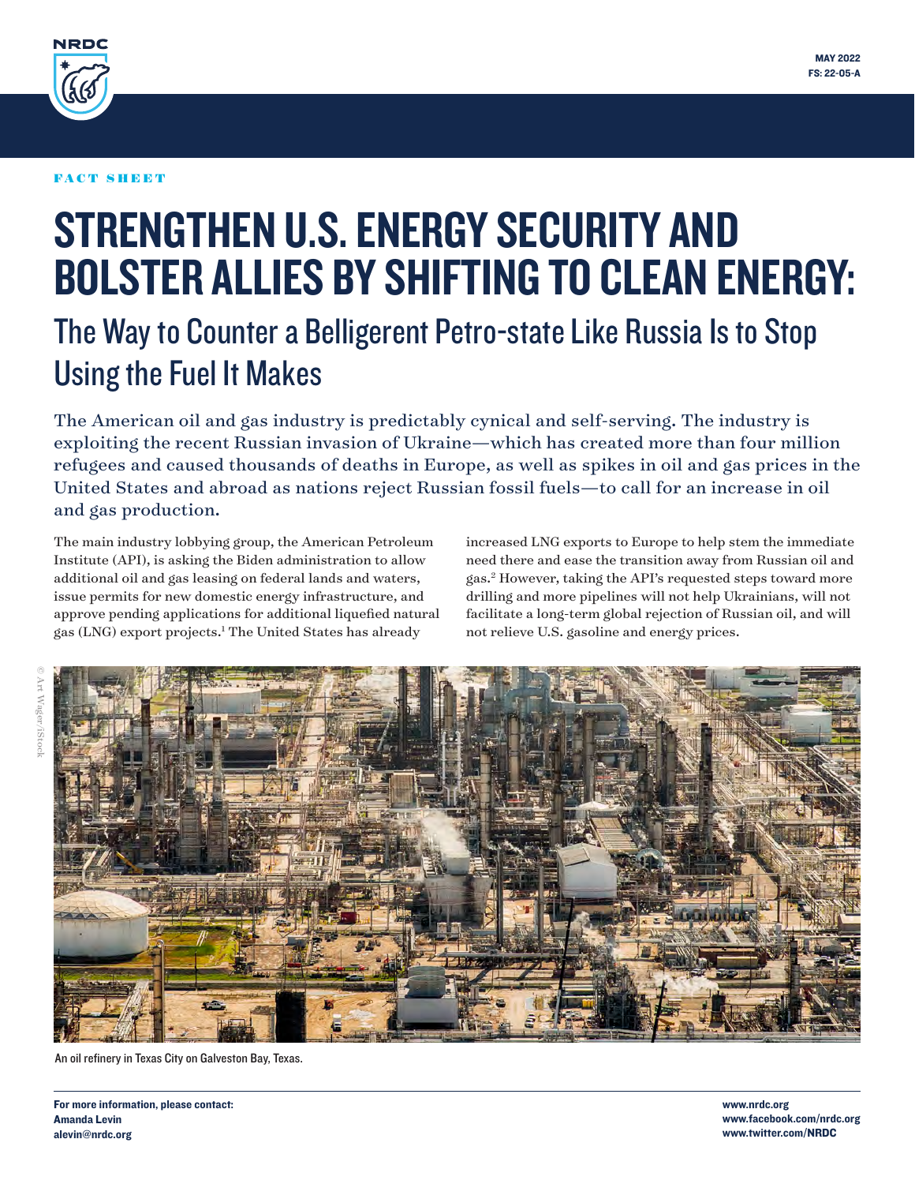NRDC

MAY 2022
FS: 22-05-A

FACT SHEET

# STRENGTHEN U.S. ENERGY SECURITY AND BOLSTER ALLIES BY SHIFTING TO CLEAN ENERGY:

## The Way to Counter a Belligerent Petro-state Like Russia Is to Stop Using the Fuel It Makes

The American oil and gas industry is predictably cynical and self-serving. The industry is exploiting the recent Russian invasion of Ukraine—which has created more than four million refugees and caused thousands of deaths in Europe, as well as spikes in oil and gas prices in the United States and abroad as nations reject Russian fossil fuels—to call for an increase in oil and gas production.

The main industry lobbying group, the American Petroleum Institute (API), is asking the Biden administration to allow additional oil and gas leasing on federal lands and waters, issue permits for new domestic energy infrastructure, and approve pending applications for additional liquefied natural gas (LNG) export projects.[1] The United States has already increased LNG exports to Europe to help stem the immediate need there and ease the transition away from Russian oil and gas.[2] However, taking the API's requested steps toward more drilling and more pipelines will not help Ukrainians, will not facilitate a long-term global rejection of Russian oil, and will not relieve U.S. gasoline and energy prices.

© Art Wager/iStock

An oil refinery in Texas City on Galveston Bay, Texas.

For more information, please contact:
Amanda Levin
alevin@nrdc.org

www.nrdc.org
www.facebook.com/nrdc.org
www.twitter.com/NRDC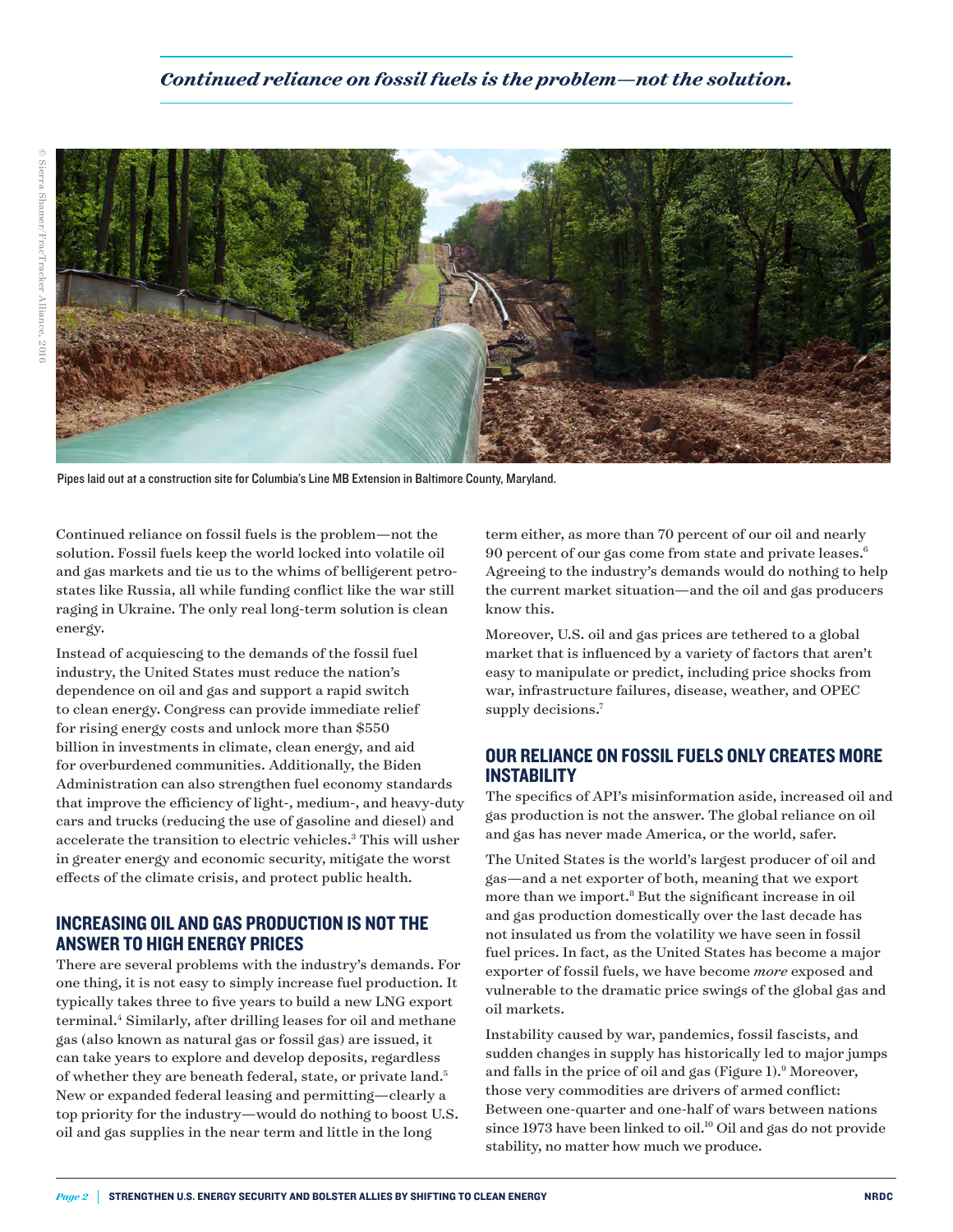*Continued reliance on fossil fuels is the problem—not the solution.*

© Sierra Shamer/FracTracker Alliance, 2016

Pipes laid out at a construction site for Columbia's Line MB Extension in Baltimore County, Maryland.

Continued reliance on fossil fuels is the problem—not the solution. Fossil fuels keep the world locked into volatile oil and gas markets and tie us to the whims of belligerent petro-states like Russia, all while funding conflict like the war still raging in Ukraine. The only real long-term solution is clean energy.

Instead of acquiescing to the demands of the fossil fuel industry, the United States must reduce the nation's dependence on oil and gas and support a rapid switch to clean energy. Congress can provide immediate relief for rising energy costs and unlock more than $550 billion in investments in climate, clean energy, and aid for overburdened communities. Additionally, the Biden Administration can also strengthen fuel economy standards that improve the efficiency of light-, medium-, and heavy-duty cars and trucks (reducing the use of gasoline and diesel) and accelerate the transition to electric vehicles.[3] This will usher in greater energy and economic security, mitigate the worst effects of the climate crisis, and protect public health.

## INCREASING OIL AND GAS PRODUCTION IS NOT THE ANSWER TO HIGH ENERGY PRICES

There are several problems with the industry's demands. For one thing, it is not easy to simply increase fuel production. It typically takes three to five years to build a new LNG export terminal.[4] Similarly, after drilling leases for oil and methane gas (also known as natural gas or fossil gas) are issued, it can take years to explore and develop deposits, regardless of whether they are beneath federal, state, or private land.[5] New or expanded federal leasing and permitting—clearly a top priority for the industry—would do nothing to boost U.S. oil and gas supplies in the near term and little in the long term either, as more than 70 percent of our oil and nearly 90 percent of our gas come from state and private leases.[6] Agreeing to the industry's demands would do nothing to help the current market situation—and the oil and gas producers know this.

Moreover, U.S. oil and gas prices are tethered to a global market that is influenced by a variety of factors that aren't easy to manipulate or predict, including price shocks from war, infrastructure failures, disease, weather, and OPEC supply decisions.[7]

## OUR RELIANCE ON FOSSIL FUELS ONLY CREATES MORE INSTABILITY

The specifics of API's misinformation aside, increased oil and gas production is not the answer. The global reliance on oil and gas has never made America, or the world, safer.

The United States is the world's largest producer of oil and gas—and a net exporter of both, meaning that we export more than we import.[8] But the significant increase in oil and gas production domestically over the last decade has not insulated us from the volatility we have seen in fossil fuel prices. In fact, as the United States has become a major exporter of fossil fuels, we have become *more* exposed and vulnerable to the dramatic price swings of the global gas and oil markets.

Instability caused by war, pandemics, fossil fascists, and sudden changes in supply has historically led to major jumps and falls in the price of oil and gas (Figure 1).[9] Moreover, those very commodities are drivers of armed conflict: Between one-quarter and one-half of wars between nations since 1973 have been linked to oil.[10] Oil and gas do not provide stability, no matter how much we produce.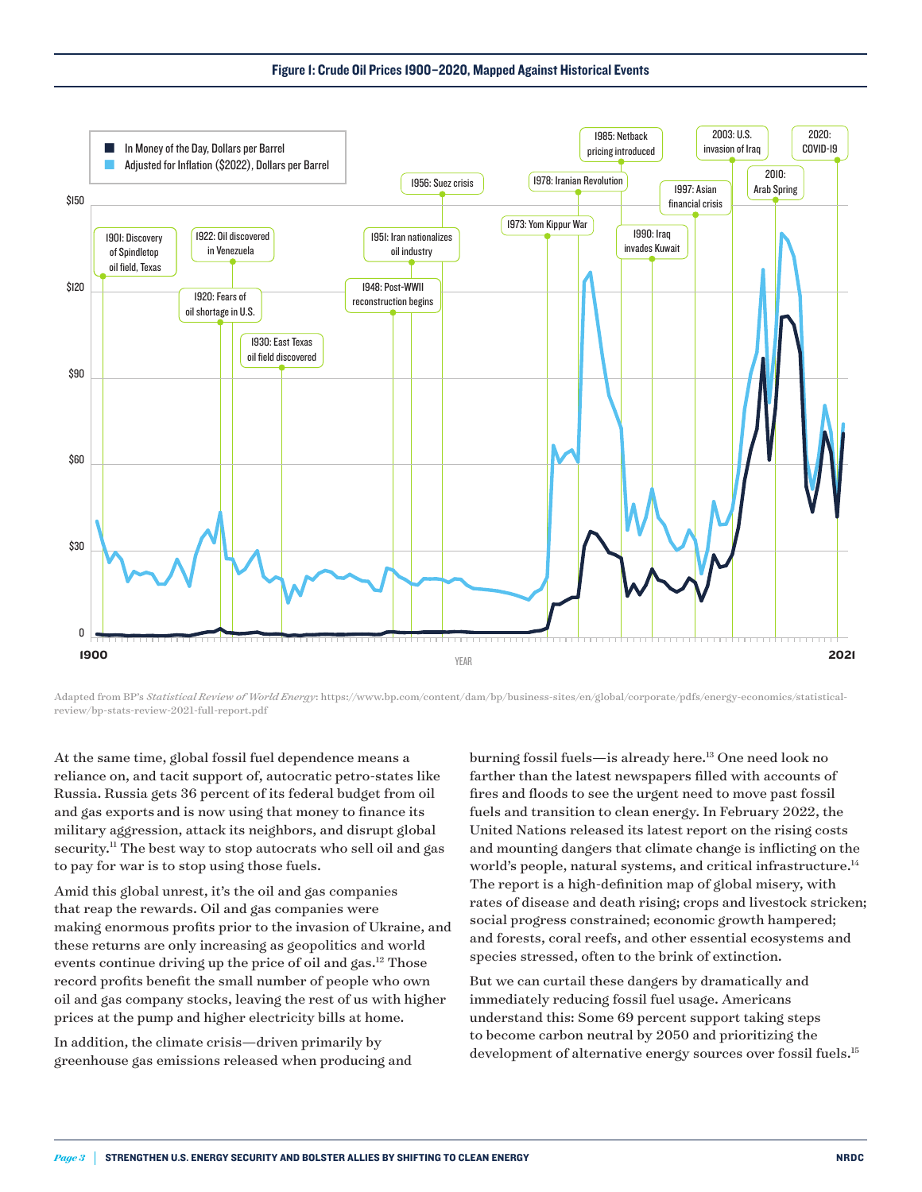**Figure 1: Crude Oil Prices 1900–2020, Mapped Against Historical Events**

Adapted from BP's *Statistical Review of World Energy*: https://www.bp.com/content/dam/bp/business-sites/en/global/corporate/pdfs/energy-economics/statistical-review/bp-stats-review-2021-full-report.pdf

At the same time, global fossil fuel dependence means a reliance on, and tacit support of, autocratic petro-states like Russia. Russia gets 36 percent of its federal budget from oil and gas exports and is now using that money to finance its military aggression, attack its neighbors, and disrupt global security.[11] The best way to stop autocrats who sell oil and gas to pay for war is to stop using those fuels.

Amid this global unrest, it's the oil and gas companies that reap the rewards. Oil and gas companies were making enormous profits prior to the invasion of Ukraine, and these returns are only increasing as geopolitics and world events continue driving up the price of oil and gas.[12] Those record profits benefit the small number of people who own oil and gas company stocks, leaving the rest of us with higher prices at the pump and higher electricity bills at home.

In addition, the climate crisis—driven primarily by greenhouse gas emissions released when producing and burning fossil fuels—is already here.[13] One need look no farther than the latest newspapers filled with accounts of fires and floods to see the urgent need to move past fossil fuels and transition to clean energy. In February 2022, the United Nations released its latest report on the rising costs and mounting dangers that climate change is inflicting on the world's people, natural systems, and critical infrastructure.[14] The report is a high-definition map of global misery, with rates of disease and death rising; crops and livestock stricken; social progress constrained; economic growth hampered; and forests, coral reefs, and other essential ecosystems and species stressed, often to the brink of extinction.

But we can curtail these dangers by dramatically and immediately reducing fossil fuel usage. Americans understand this: Some 69 percent support taking steps to become carbon neutral by 2050 and prioritizing the development of alternative energy sources over fossil fuels.[15]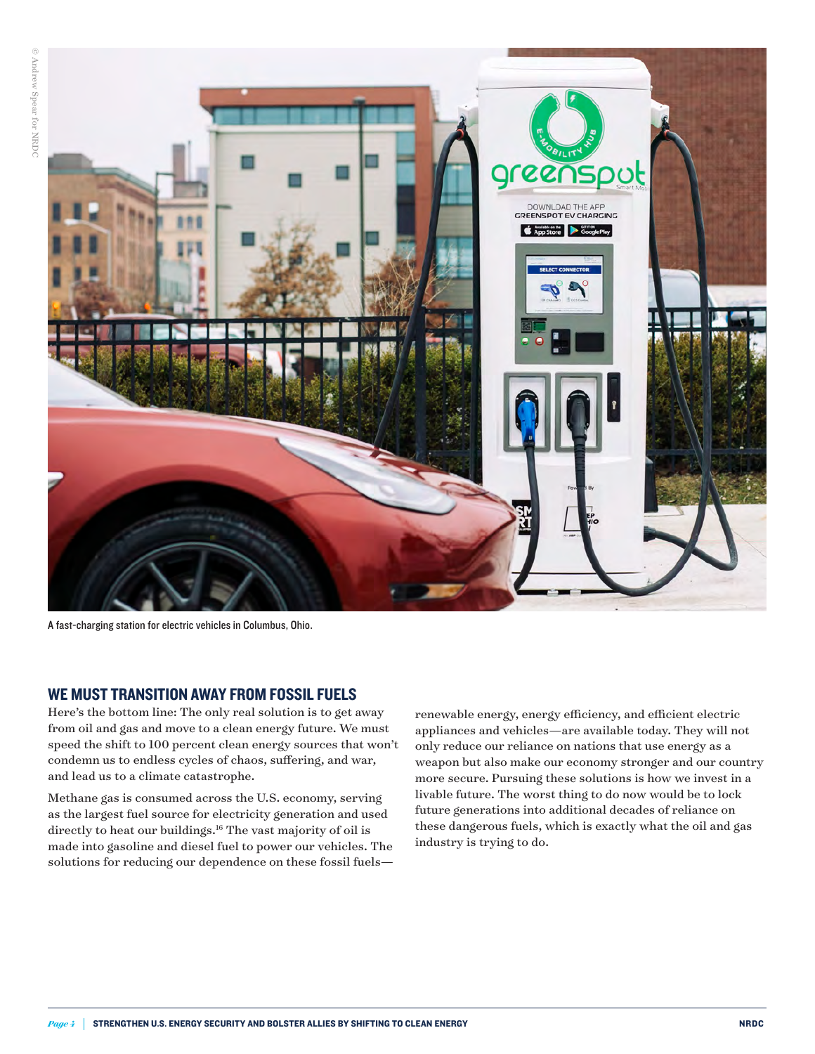A fast-charging station for electric vehicles in Columbus, Ohio.

## WE MUST TRANSITION AWAY FROM FOSSIL FUELS

Here's the bottom line: The only real solution is to get away from oil and gas and move to a clean energy future. We must speed the shift to 100 percent clean energy sources that won't condemn us to endless cycles of chaos, suffering, and war, and lead us to a climate catastrophe.

Methane gas is consumed across the U.S. economy, serving as the largest fuel source for electricity generation and used directly to heat our buildings.[16] The vast majority of oil is made into gasoline and diesel fuel to power our vehicles. The solutions for reducing our dependence on these fossil fuels—renewable energy, energy efficiency, and efficient electric appliances and vehicles—are available today. They will not only reduce our reliance on nations that use energy as a weapon but also make our economy stronger and our country more secure. Pursuing these solutions is how we invest in a livable future. The worst thing to do now would be to lock future generations into additional decades of reliance on these dangerous fuels, which is exactly what the oil and gas industry is trying to do.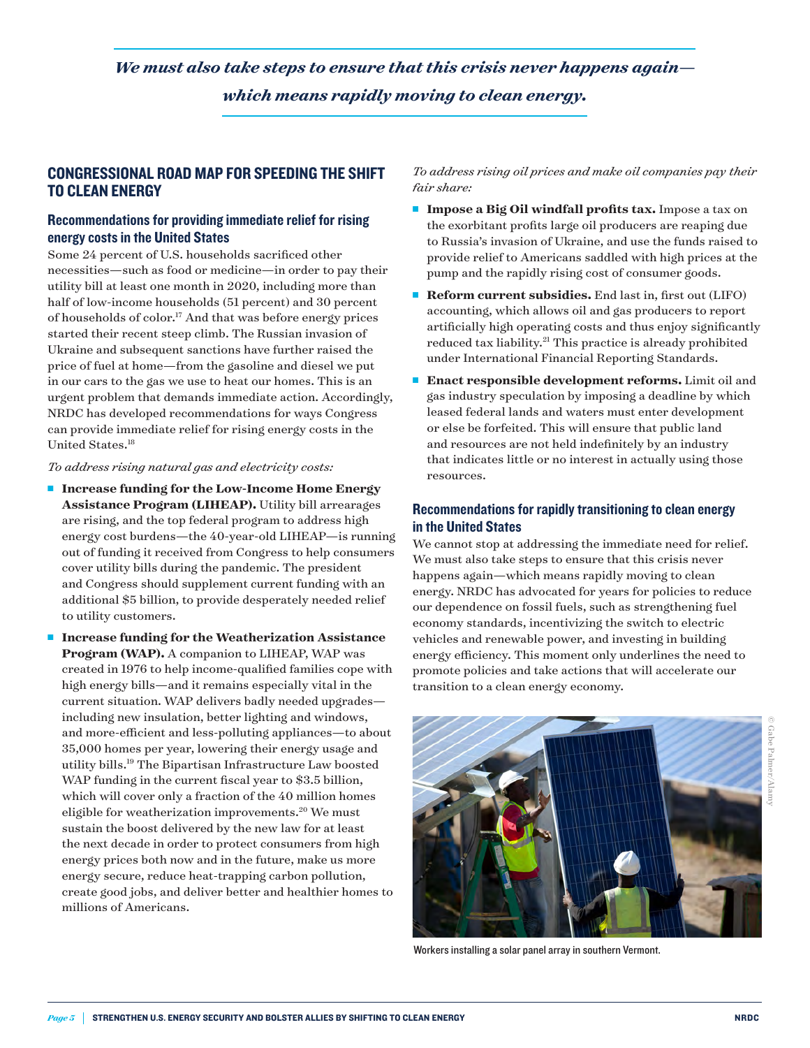*We must also take steps to ensure that this crisis never happens again—which means rapidly moving to clean energy.*

## CONGRESSIONAL ROAD MAP FOR SPEEDING THE SHIFT TO CLEAN ENERGY

### Recommendations for providing immediate relief for rising energy costs in the United States

Some 24 percent of U.S. households sacrificed other necessities—such as food or medicine—in order to pay their utility bill at least one month in 2020, including more than half of low-income households (51 percent) and 30 percent of households of color.[17] And that was before energy prices started their recent steep climb. The Russian invasion of Ukraine and subsequent sanctions have further raised the price of fuel at home—from the gasoline and diesel we put in our cars to the gas we use to heat our homes. This is an urgent problem that demands immediate action. Accordingly, NRDC has developed recommendations for ways Congress can provide immediate relief for rising energy costs in the United States.[18]

*To address rising natural gas and electricity costs:*

- **Increase funding for the Low-Income Home Energy Assistance Program (LIHEAP).** Utility bill arrearages are rising, and the top federal program to address high energy cost burdens—the 40-year-old LIHEAP—is running out of funding it received from Congress to help consumers cover utility bills during the pandemic. The president and Congress should supplement current funding with an additional $5 billion, to provide desperately needed relief to utility customers.
- **Increase funding for the Weatherization Assistance Program (WAP).** A companion to LIHEAP, WAP was created in 1976 to help income-qualified families cope with high energy bills—and it remains especially vital in the current situation. WAP delivers badly needed upgrades—including new insulation, better lighting and windows, and more-efficient and less-polluting appliances—to about 35,000 homes per year, lowering their energy usage and utility bills.[19] The Bipartisan Infrastructure Law boosted WAP funding in the current fiscal year to $3.5 billion, which will cover only a fraction of the 40 million homes eligible for weatherization improvements.[20] We must sustain the boost delivered by the new law for at least the next decade in order to protect consumers from high energy prices both now and in the future, make us more energy secure, reduce heat-trapping carbon pollution, create good jobs, and deliver better and healthier homes to millions of Americans.

*To address rising oil prices and make oil companies pay their fair share:*

- **Impose a Big Oil windfall profits tax.** Impose a tax on the exorbitant profits large oil producers are reaping due to Russia's invasion of Ukraine, and use the funds raised to provide relief to Americans saddled with high prices at the pump and the rapidly rising cost of consumer goods.
- **Reform current subsidies.** End last in, first out (LIFO) accounting, which allows oil and gas producers to report artificially high operating costs and thus enjoy significantly reduced tax liability.[21] This practice is already prohibited under International Financial Reporting Standards.
- **Enact responsible development reforms.** Limit oil and gas industry speculation by imposing a deadline by which leased federal lands and waters must enter development or else be forfeited. This will ensure that public land and resources are not held indefinitely by an industry that indicates little or no interest in actually using those resources.

### Recommendations for rapidly transitioning to clean energy in the United States

We cannot stop at addressing the immediate need for relief. We must also take steps to ensure that this crisis never happens again—which means rapidly moving to clean energy. NRDC has advocated for years for policies to reduce our dependence on fossil fuels, such as strengthening fuel economy standards, incentivizing the switch to electric vehicles and renewable power, and investing in building energy efficiency. This moment only underlines the need to promote policies and take actions that will accelerate our transition to a clean energy economy.

© Gabe Palmer/Alamy

Workers installing a solar panel array in southern Vermont.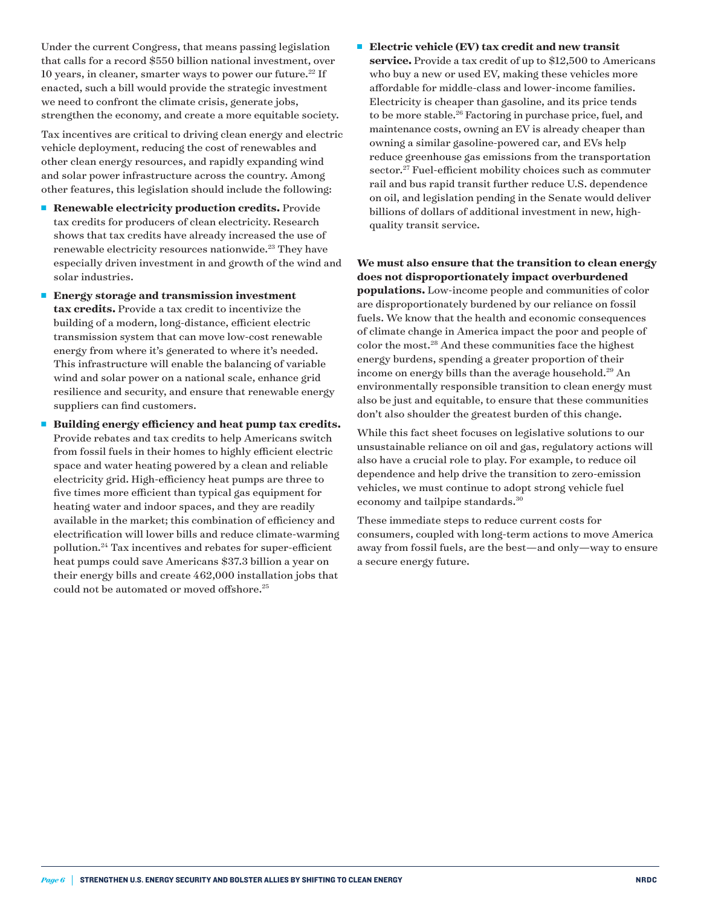Under the current Congress, that means passing legislation that calls for a record $550 billion national investment, over 10 years, in cleaner, smarter ways to power our future.[22] If enacted, such a bill would provide the strategic investment we need to confront the climate crisis, generate jobs, strengthen the economy, and create a more equitable society.

Tax incentives are critical to driving clean energy and electric vehicle deployment, reducing the cost of renewables and other clean energy resources, and rapidly expanding wind and solar power infrastructure across the country. Among other features, this legislation should include the following:

- **Renewable electricity production credits.** Provide tax credits for producers of clean electricity. Research shows that tax credits have already increased the use of renewable electricity resources nationwide.[23] They have especially driven investment in and growth of the wind and solar industries.
- **Energy storage and transmission investment tax credits.** Provide a tax credit to incentivize the building of a modern, long-distance, efficient electric transmission system that can move low-cost renewable energy from where it's generated to where it's needed. This infrastructure will enable the balancing of variable wind and solar power on a national scale, enhance grid resilience and security, and ensure that renewable energy suppliers can find customers.
- **Building energy efficiency and heat pump tax credits.** Provide rebates and tax credits to help Americans switch from fossil fuels in their homes to highly efficient electric space and water heating powered by a clean and reliable electricity grid. High-efficiency heat pumps are three to five times more efficient than typical gas equipment for heating water and indoor spaces, and they are readily available in the market; this combination of efficiency and electrification will lower bills and reduce climate-warming pollution.[24] Tax incentives and rebates for super-efficient heat pumps could save Americans $37.3 billion a year on their energy bills and create 462,000 installation jobs that could not be automated or moved offshore.[25]
- **Electric vehicle (EV) tax credit and new transit service.** Provide a tax credit of up to $12,500 to Americans who buy a new or used EV, making these vehicles more affordable for middle-class and lower-income families. Electricity is cheaper than gasoline, and its price tends to be more stable.[26] Factoring in purchase price, fuel, and maintenance costs, owning an EV is already cheaper than owning a similar gasoline-powered car, and EVs help reduce greenhouse gas emissions from the transportation sector.[27] Fuel-efficient mobility choices such as commuter rail and bus rapid transit further reduce U.S. dependence on oil, and legislation pending in the Senate would deliver billions of dollars of additional investment in new, high-quality transit service.

**We must also ensure that the transition to clean energy does not disproportionately impact overburdened populations.** Low-income people and communities of color are disproportionately burdened by our reliance on fossil fuels. We know that the health and economic consequences of climate change in America impact the poor and people of color the most.[28] And these communities face the highest energy burdens, spending a greater proportion of their income on energy bills than the average household.[29] An environmentally responsible transition to clean energy must also be just and equitable, to ensure that these communities don't also shoulder the greatest burden of this change.

While this fact sheet focuses on legislative solutions to our unsustainable reliance on oil and gas, regulatory actions will also have a crucial role to play. For example, to reduce oil dependence and help drive the transition to zero-emission vehicles, we must continue to adopt strong vehicle fuel economy and tailpipe standards.[30]

These immediate steps to reduce current costs for consumers, coupled with long-term actions to move America away from fossil fuels, are the best—and only—way to ensure a secure energy future.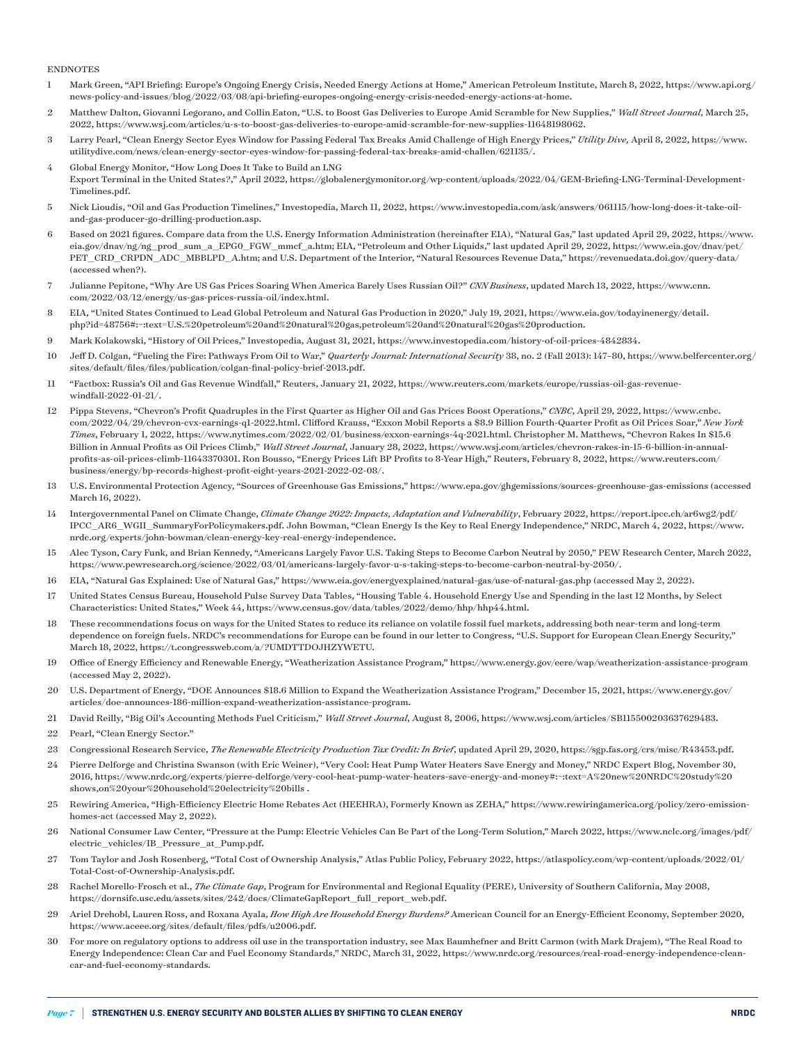ENDNOTES

1. Mark Green, "API Briefing: Europe's Ongoing Energy Crisis, Needed Energy Actions at Home," American Petroleum Institute, March 8, 2022, https://www.api.org/news-policy-and-issues/blog/2022/03/08/api-briefing-europes-ongoing-energy-crisis-needed-energy-actions-at-home.
2. Matthew Dalton, Giovanni Legorano, and Collin Eaton, "U.S. to Boost Gas Deliveries to Europe Amid Scramble for New Supplies," *Wall Street Journal*, March 25, 2022, https://www.wsj.com/articles/u-s-to-boost-gas-deliveries-to-europe-amid-scramble-for-new-supplies-11648198062.
3. Larry Pearl, "Clean Energy Sector Eyes Window for Passing Federal Tax Breaks Amid Challenge of High Energy Prices," *Utility Dive,* April 8, 2022, https://www.utilitydive.com/news/clean-energy-sector-eyes-window-for-passing-federal-tax-breaks-amid-challen/621135/.
4. Global Energy Monitor, "How Long Does It Take to Build an LNG Export Terminal in the United States?," April 2022, https://globalenergymonitor.org/wp-content/uploads/2022/04/GEM-Briefing-LNG-Terminal-Development-Timelines.pdf.
5. Nick Lioudis, "Oil and Gas Production Timelines," Investopedia, March 11, 2022, https://www.investopedia.com/ask/answers/061115/how-long-does-it-take-oil-and-gas-producer-go-drilling-production.asp.
6. Based on 2021 figures. Compare data from the U.S. Energy Information Administration (hereinafter EIA), "Natural Gas," last updated April 29, 2022, https://www.eia.gov/dnav/ng/ng_prod_sum_a_EPG0_FGW_mmcf_a.htm; EIA, "Petroleum and Other Liquids," last updated April 29, 2022, https://www.eia.gov/dnav/pet/PET_CRD_CRPDN_ADC_MBBLPD_A.htm; and U.S. Department of the Interior, "Natural Resources Revenue Data," https://revenuedata.doi.gov/query-data/ (accessed when?).
7. Julianne Pepitone, "Why Are US Gas Prices Soaring When America Barely Uses Russian Oil?" *CNN Business*, updated March 13, 2022, https://www.cnn.com/2022/03/12/energy/us-gas-prices-russia-oil/index.html.
8. EIA, "United States Continued to Lead Global Petroleum and Natural Gas Production in 2020," July 19, 2021, https://www.eia.gov/todayinenergy/detail.php?id=48756#:~:text=U.S.%20petroleum%20and%20natural%20gas,petroleum%20and%20natural%20gas%20production.
9. Mark Kolakowski, "History of Oil Prices," Investopedia, August 31, 2021, https://www.investopedia.com/history-of-oil-prices-4842834.
10. Jeff D. Colgan, "Fueling the Fire: Pathways From Oil to War," *Quarterly Journal: International Security* 38, no. 2 (Fall 2013): 147–80, https://www.belfercenter.org/sites/default/files/files/publication/colgan-final-policy-brief-2013.pdf.
11. "Factbox: Russia's Oil and Gas Revenue Windfall," Reuters, January 21, 2022, https://www.reuters.com/markets/europe/russias-oil-gas-revenue-windfall-2022-01-21/.
12. Pippa Stevens, "Chevron's Profit Quadruples in the First Quarter as Higher Oil and Gas Prices Boost Operations," *CNBC*, April 29, 2022, https://www.cnbc.com/2022/04/29/chevron-cvx-earnings-q1-2022.html. Clifford Krauss, "Exxon Mobil Reports a $8.9 Billion Fourth-Quarter Profit as Oil Prices Soar," *New York Times*, February 1, 2022, https://www.nytimes.com/2022/02/01/business/exxon-earnings-4q-2021.html. Christopher M. Matthews, "Chevron Rakes In $15.6 Billion in Annual Profits as Oil Prices Climb," *Wall Street Journal*, January 28, 2022, https://www.wsj.com/articles/chevron-rakes-in-15-6-billion-in-annual-profits-as-oil-prices-climb-11643370301. Ron Bousso, "Energy Prices Lift BP Profits to 8-Year High," Reuters, February 8, 2022, https://www.reuters.com/business/energy/bp-records-highest-profit-eight-years-2021-2022-02-08/.
13. U.S. Environmental Protection Agency, "Sources of Greenhouse Gas Emissions," https://www.epa.gov/ghgemissions/sources-greenhouse-gas-emissions (accessed March 16, 2022).
14. Intergovernmental Panel on Climate Change, *Climate Change 2022: Impacts, Adaptation and Vulnerability*, February 2022, https://report.ipcc.ch/ar6wg2/pdf/IPCC_AR6_WGII_SummaryForPolicymakers.pdf. John Bowman, "Clean Energy Is the Key to Real Energy Independence," NRDC, March 4, 2022, https://www.nrdc.org/experts/john-bowman/clean-energy-key-real-energy-independence.
15. Alec Tyson, Cary Funk, and Brian Kennedy, "Americans Largely Favor U.S. Taking Steps to Become Carbon Neutral by 2050," PEW Research Center, March 2022, https://www.pewresearch.org/science/2022/03/01/americans-largely-favor-u-s-taking-steps-to-become-carbon-neutral-by-2050/.
16. EIA, "Natural Gas Explained: Use of Natural Gas," https://www.eia.gov/energyexplained/natural-gas/use-of-natural-gas.php (accessed May 2, 2022).
17. United States Census Bureau, Household Pulse Survey Data Tables, "Housing Table 4. Household Energy Use and Spending in the last 12 Months, by Select Characteristics: United States," Week 44, https://www.census.gov/data/tables/2022/demo/hhp/hhp44.html.
18. These recommendations focus on ways for the United States to reduce its reliance on volatile fossil fuel markets, addressing both near-term and long-term dependence on foreign fuels. NRDC's recommendations for Europe can be found in our letter to Congress, "U.S. Support for European Clean Energy Security," March 18, 2022, https://t.congressweb.com/a/?UMDTTDOJHZYWETU.
19. Office of Energy Efficiency and Renewable Energy, "Weatherization Assistance Program," https://www.energy.gov/eere/wap/weatherization-assistance-program (accessed May 2, 2022).
20. U.S. Department of Energy, "DOE Announces $18.6 Million to Expand the Weatherization Assistance Program," December 15, 2021, https://www.energy.gov/articles/doe-announces-186-million-expand-weatherization-assistance-program.
21. David Reilly, "Big Oil's Accounting Methods Fuel Criticism," *Wall Street Journal*, August 8, 2006, https://www.wsj.com/articles/SB115500203637629483.
22. Pearl, "Clean Energy Sector."
23. Congressional Research Service, *The Renewable Electricity Production Tax Credit: In Brief*, updated April 29, 2020, https://sgp.fas.org/crs/misc/R43453.pdf.
24. Pierre Delforge and Christina Swanson (with Eric Weiner), "Very Cool: Heat Pump Water Heaters Save Energy and Money," NRDC Expert Blog, November 30, 2016, https://www.nrdc.org/experts/pierre-delforge/very-cool-heat-pump-water-heaters-save-energy-and-money#:~:text=A%20new%20NRDC%20study%20shows,on%20your%20household%20electricity%20bills .
25. Rewiring America, "High-Efficiency Electric Home Rebates Act (HEEHRA), Formerly Known as ZEHA," https://www.rewiringamerica.org/policy/zero-emission-homes-act (accessed May 2, 2022).
26. National Consumer Law Center, "Pressure at the Pump: Electric Vehicles Can Be Part of the Long-Term Solution," March 2022, https://www.nclc.org/images/pdf/electric_vehicles/IB_Pressure_at_Pump.pdf.
27. Tom Taylor and Josh Rosenberg, "Total Cost of Ownership Analysis," Atlas Public Policy, February 2022, https://atlaspolicy.com/wp-content/uploads/2022/01/Total-Cost-of-Ownership-Analysis.pdf.
28. Rachel Morello-Frosch et al., *The Climate Gap*, Program for Environmental and Regional Equality (PERE), University of Southern California, May 2008, https://dornsife.usc.edu/assets/sites/242/docs/ClimateGapReport_full_report_web.pdf.
29. Ariel Drehobl, Lauren Ross, and Roxana Ayala, *How High Are Household Energy Burdens?* American Council for an Energy-Efficient Economy, September 2020, https://www.aceee.org/sites/default/files/pdfs/u2006.pdf.
30. For more on regulatory options to address oil use in the transportation industry, see Max Baumhefner and Britt Carmon (with Mark Drajem), "The Real Road to Energy Independence: Clean Car and Fuel Economy Standards," NRDC, March 31, 2022, https://www.nrdc.org/resources/real-road-energy-independence-clean-car-and-fuel-economy-standards.